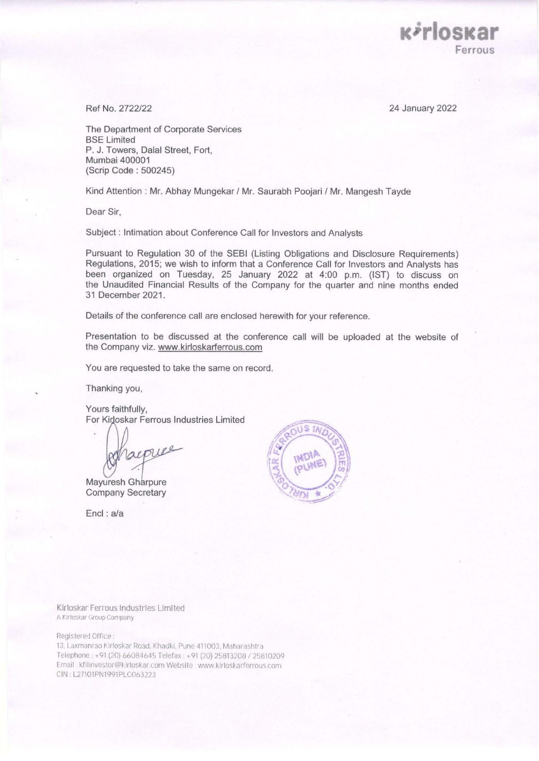Ref No. 2722/22

24 January 2022

The Department of Corporate Services
BSE Limited
P. J. Towers, Dalal Street, Fort,
Mumbai 400001
(Scrip Code : 500245)

Kind Attention : Mr. Abhay Mungekar / Mr. Saurabh Poojari / Mr. Mangesh Tayde

Dear Sir,

Subject : Intimation about Conference Call for Investors and Analysts

Pursuant to Regulation 30 of the SEBI (Listing Obligations and Disclosure Requirements) Regulations, 2015; we wish to inform that a Conference Call for Investors and Analysts has been organized on Tuesday, 25 January 2022 at 4:00 p.m. (IST) to discuss on the Unaudited Financial Results of the Company for the quarter and nine months ended 31 December 2021.

Details of the conference call are enclosed herewith for your reference.

Presentation to be discussed at the conference call will be uploaded at the website of the Company viz. www.kirloskarferrous.com

You are requested to take the same on record.

Thanking you,

Yours faithfully,
For Kirloskar Ferrous Industries Limited

Mayuresh Gharpure
Company Secretary

Encl : a/a

Kirloskar Ferrous Industries Limited
A Kirloskar Group Company

Registered Office :
13, Laxmanrao Kirloskar Road, Khadki, Pune 411003, Maharashtra
Telephone : +91 (20) 66084645 Telefax : +91 (20) 25813208 / 25810209
Email : kfilinvestor@kirloskar.com Website : www.kirloskarferrous.com
CIN : L27101PN1991PLC063223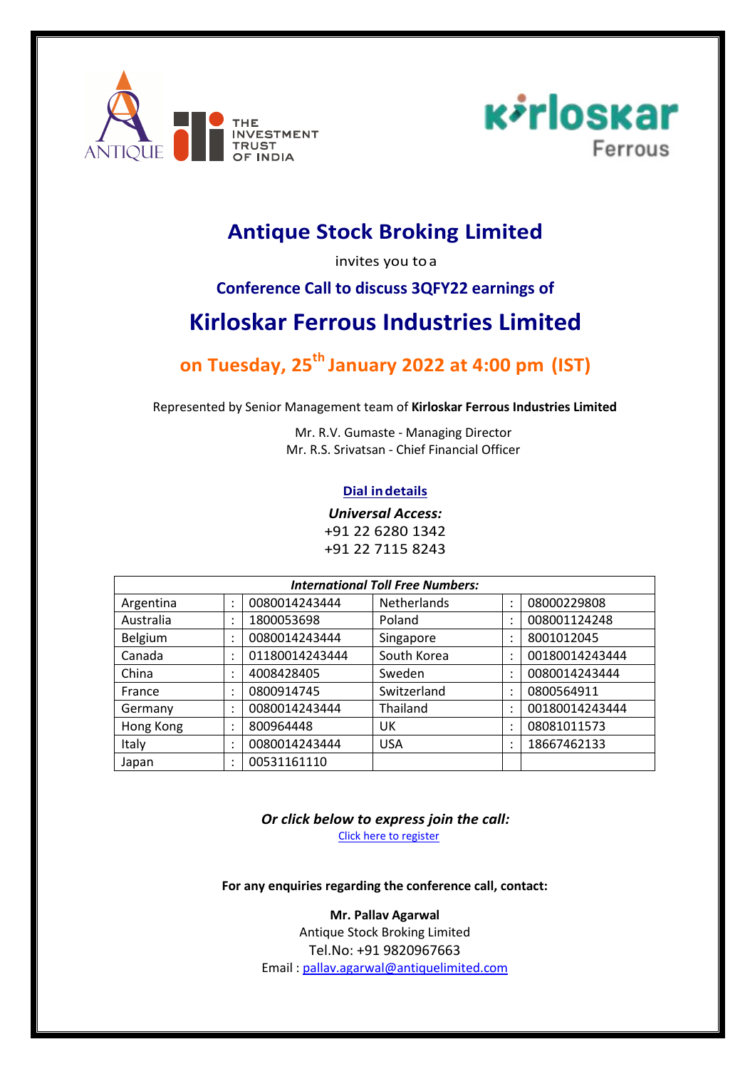# Antique Stock Broking Limited

invites you to a

**Conference Call to discuss 3QFY22 earnings of**

# Kirloskar Ferrous Industries Limited

## on Tuesday, 25th January 2022 at 4:00 pm (IST)

Represented by Senior Management team of **Kirloskar Ferrous Industries Limited**

Mr. R.V. Gumaste - Managing Director
Mr. R.S. Srivatsan - Chief Financial Officer

**Dial in details**

***Universal Access:***
+91 22 6280 1342
+91 22 7115 8243

| ***International Toll Free Numbers:*** | | | | | |
|---|---|---|---|---|---|
| Argentina | : | 0080014243444 | Netherlands | : | 08000229808 |
| Australia | : | 1800053698 | Poland | : | 008001124248 |
| Belgium | : | 0080014243444 | Singapore | : | 8001012045 |
| Canada | : | 01180014243444 | South Korea | : | 00180014243444 |
| China | : | 4008428405 | Sweden | : | 0080014243444 |
| France | : | 0800914745 | Switzerland | : | 0800564911 |
| Germany | : | 0080014243444 | Thailand | : | 00180014243444 |
| Hong Kong | : | 800964448 | UK | : | 08081011573 |
| Italy | : | 0080014243444 | USA | : | 18667462133 |
| Japan | : | 00531161110 | | | |

***Or click below to express join the call:***
Click here to register

**For any enquiries regarding the conference call, contact:**

**Mr. Pallav Agarwal**
Antique Stock Broking Limited
Tel.No: +91 9820967663
Email : pallav.agarwal@antiquelimited.com